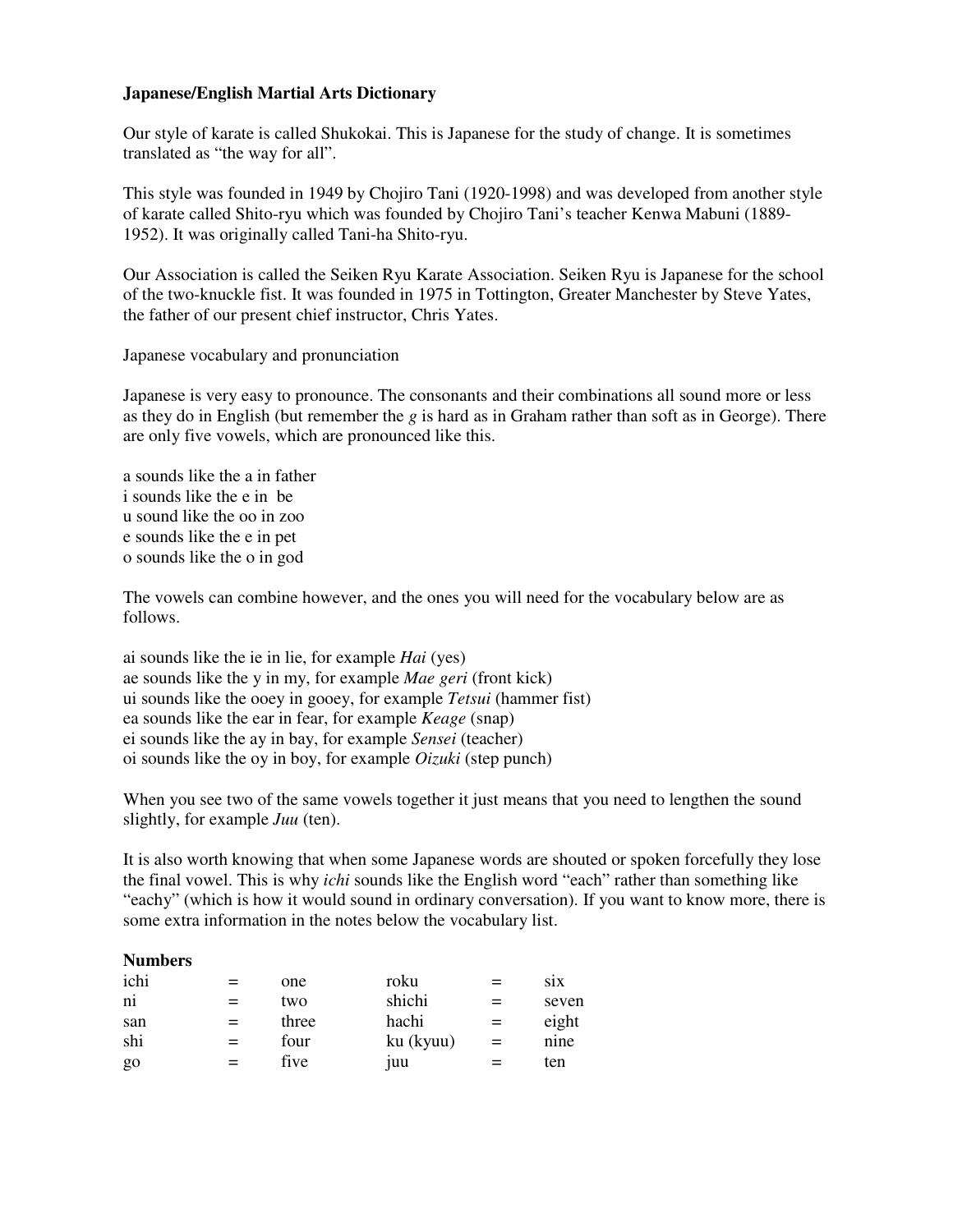**Japanese/English Martial Arts Dictionary**

Our style of karate is called Shukokai. This is Japanese for the study of change. It is sometimes translated as “the way for all”.

This style was founded in 1949 by Chojiro Tani (1920-1998) and was developed from another style of karate called Shito-ryu which was founded by Chojiro Tani’s teacher Kenwa Mabuni (1889-1952). It was originally called Tani-ha Shito-ryu.

Our Association is called the Seiken Ryu Karate Association. Seiken Ryu is Japanese for the school of the two-knuckle fist. It was founded in 1975 in Tottington, Greater Manchester by Steve Yates, the father of our present chief instructor, Chris Yates.

Japanese vocabulary and pronunciation

Japanese is very easy to pronounce. The consonants and their combinations all sound more or less as they do in English (but remember the *g* is hard as in Graham rather than soft as in George). There are only five vowels, which are pronounced like this.

a sounds like the a in father
i sounds like the e in be
u sound like the oo in zoo
e sounds like the e in pet
o sounds like the o in god

The vowels can combine however, and the ones you will need for the vocabulary below are as follows.

ai sounds like the ie in lie, for example *Hai* (yes)
ae sounds like the y in my, for example *Mae geri* (front kick)
ui sounds like the ooey in gooey, for example *Tetsui* (hammer fist)
ea sounds like the ear in fear, for example *Keage* (snap)
ei sounds like the ay in bay, for example *Sensei* (teacher)
oi sounds like the oy in boy, for example *Oizuki* (step punch)

When you see two of the same vowels together it just means that you need to lengthen the sound slightly, for example *Juu* (ten).

It is also worth knowing that when some Japanese words are shouted or spoken forcefully they lose the final vowel. This is why *ichi* sounds like the English word “each” rather than something like “eachy” (which is how it would sound in ordinary conversation). If you want to know more, there is some extra information in the notes below the vocabulary list.

**Numbers**

| | | | | | |
|---|---|---|---|---|---|
| ichi | = | one | roku | = | six |
| ni | = | two | shichi | = | seven |
| san | = | three | hachi | = | eight |
| shi | = | four | ku (kyuu) | = | nine |
| go | = | five | juu | = | ten |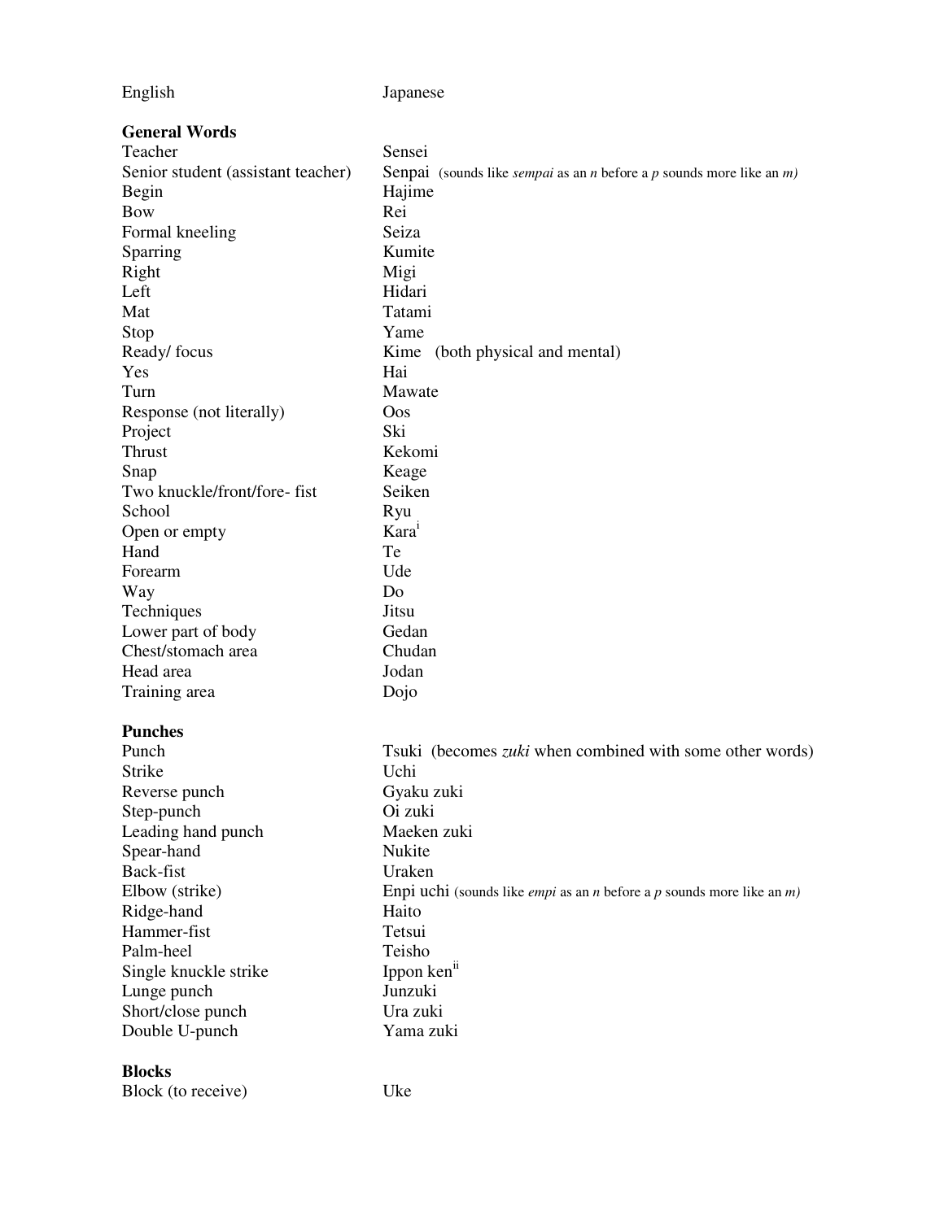| English | Japanese |
| --- | --- |
| **General Words** | |
| Teacher | Sensei |
| Senior student (assistant teacher) | Senpai (sounds like *sempai* as an *n* before a *p* sounds more like an *m)* |
| Begin | Hajime |
| Bow | Rei |
| Formal kneeling | Seiza |
| Sparring | Kumite |
| Right | Migi |
| Left | Hidari |
| Mat | Tatami |
| Stop | Yame |
| Ready/ focus | Kime (both physical and mental) |
| Yes | Hai |
| Turn | Mawate |
| Response (not literally) | Oos |
| Project | Ski |
| Thrust | Kekomi |
| Snap | Keage |
| Two knuckle/front/fore- fist | Seiken |
| School | Ryu |
| Open or empty | Kara[i] |
| Hand | Te |
| Forearm | Ude |
| Way | Do |
| Techniques | Jitsu |
| Lower part of body | Gedan |
| Chest/stomach area | Chudan |
| Head area | Jodan |
| Training area | Dojo |
| **Punches** | |
| Punch | Tsuki (becomes *zuki* when combined with some other words) |
| Strike | Uchi |
| Reverse punch | Gyaku zuki |
| Step-punch | Oi zuki |
| Leading hand punch | Maeken zuki |
| Spear-hand | Nukite |
| Back-fist | Uraken |
| Elbow (strike) | Enpi uchi (sounds like *empi* as an *n* before a *p* sounds more like an *m)* |
| Ridge-hand | Haito |
| Hammer-fist | Tetsui |
| Palm-heel | Teisho |
| Single knuckle strike | Ippon ken[ii] |
| Lunge punch | Junzuki |
| Short/close punch | Ura zuki |
| Double U-punch | Yama zuki |
| **Blocks** | |
| Block (to receive) | Uke |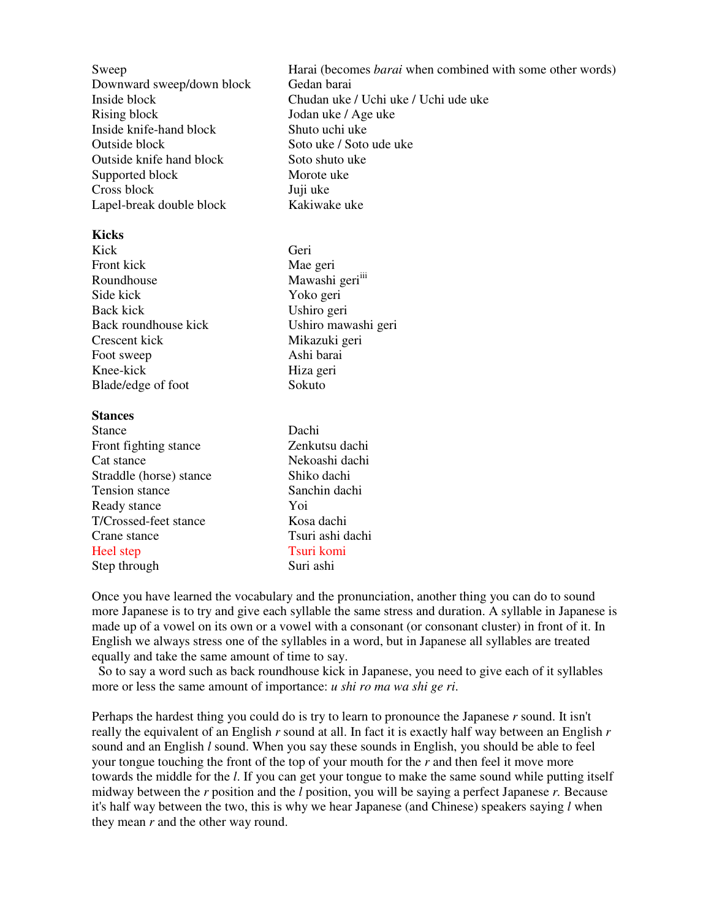| | |
|---|---|
| Sweep | Harai (becomes *barai* when combined with some other words) |
| Downward sweep/down block | Gedan barai |
| Inside block | Chudan uke / Uchi uke / Uchi ude uke |
| Rising block | Jodan uke / Age uke |
| Inside knife-hand block | Shuto uchi uke |
| Outside block | Soto uke / Soto ude uke |
| Outside knife hand block | Soto shuto uke |
| Supported block | Morote uke |
| Cross block | Juji uke |
| Lapel-break double block | Kakiwake uke |

**Kicks**

| | |
|---|---|
| Kick | Geri |
| Front kick | Mae geri |
| Roundhouse | Mawashi geri[iii] |
| Side kick | Yoko geri |
| Back kick | Ushiro geri |
| Back roundhouse kick | Ushiro mawashi geri |
| Crescent kick | Mikazuki geri |
| Foot sweep | Ashi barai |
| Knee-kick | Hiza geri |
| Blade/edge of foot | Sokuto |

**Stances**

| | |
|---|---|
| Stance | Dachi |
| Front fighting stance | Zenkutsu dachi |
| Cat stance | Nekoashi dachi |
| Straddle (horse) stance | Shiko dachi |
| Tension stance | Sanchin dachi |
| Ready stance | Yoi |
| T/Crossed-feet stance | Kosa dachi |
| Crane stance | Tsuri ashi dachi |
| Heel step | Tsuri komi |
| Step through | Suri ashi |

Once you have learned the vocabulary and the pronunciation, another thing you can do to sound more Japanese is to try and give each syllable the same stress and duration. A syllable in Japanese is made up of a vowel on its own or a vowel with a consonant (or consonant cluster) in front of it. In English we always stress one of the syllables in a word, but in Japanese all syllables are treated equally and take the same amount of time to say.

So to say a word such as back roundhouse kick in Japanese, you need to give each of it syllables more or less the same amount of importance: *u shi ro ma wa shi ge ri*.

Perhaps the hardest thing you could do is try to learn to pronounce the Japanese *r* sound. It isn't really the equivalent of an English *r* sound at all. In fact it is exactly half way between an English *r* sound and an English *l* sound. When you say these sounds in English, you should be able to feel your tongue touching the front of the top of your mouth for the *r* and then feel it move more towards the middle for the *l*. If you can get your tongue to make the same sound while putting itself midway between the *r* position and the *l* position, you will be saying a perfect Japanese *r.* Because it's half way between the two, this is why we hear Japanese (and Chinese) speakers saying *l* when they mean *r* and the other way round.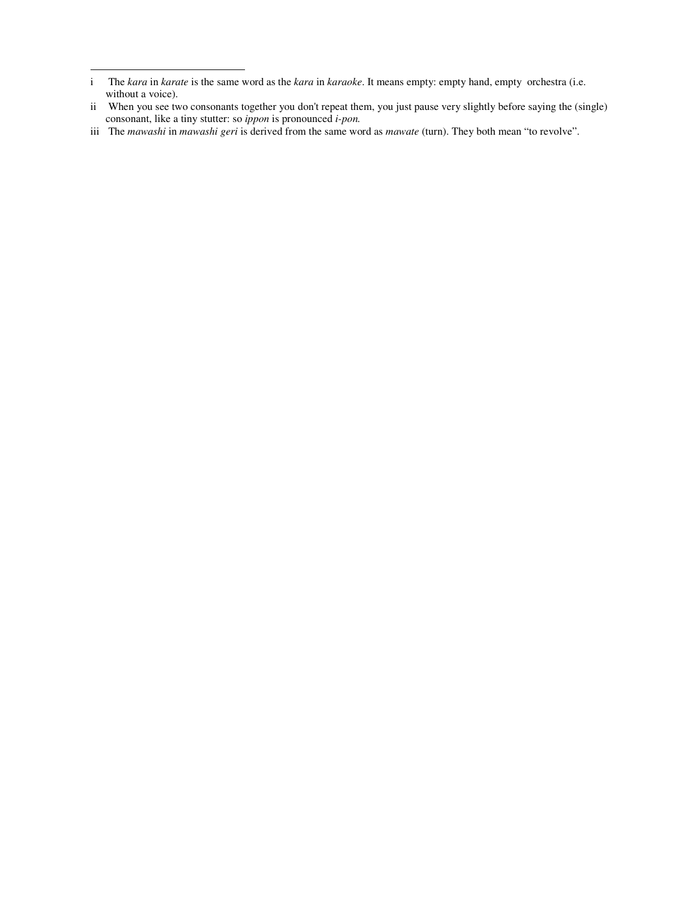---

i The *kara* in *karate* is the same word as the *kara* in *karaoke*. It means empty: empty hand, empty orchestra (i.e. without a voice).

ii When you see two consonants together you don't repeat them, you just pause very slightly before saying the (single) consonant, like a tiny stutter: so *ippon* is pronounced *i-pon.*

iii The *mawashi* in *mawashi geri* is derived from the same word as *mawate* (turn). They both mean "to revolve".